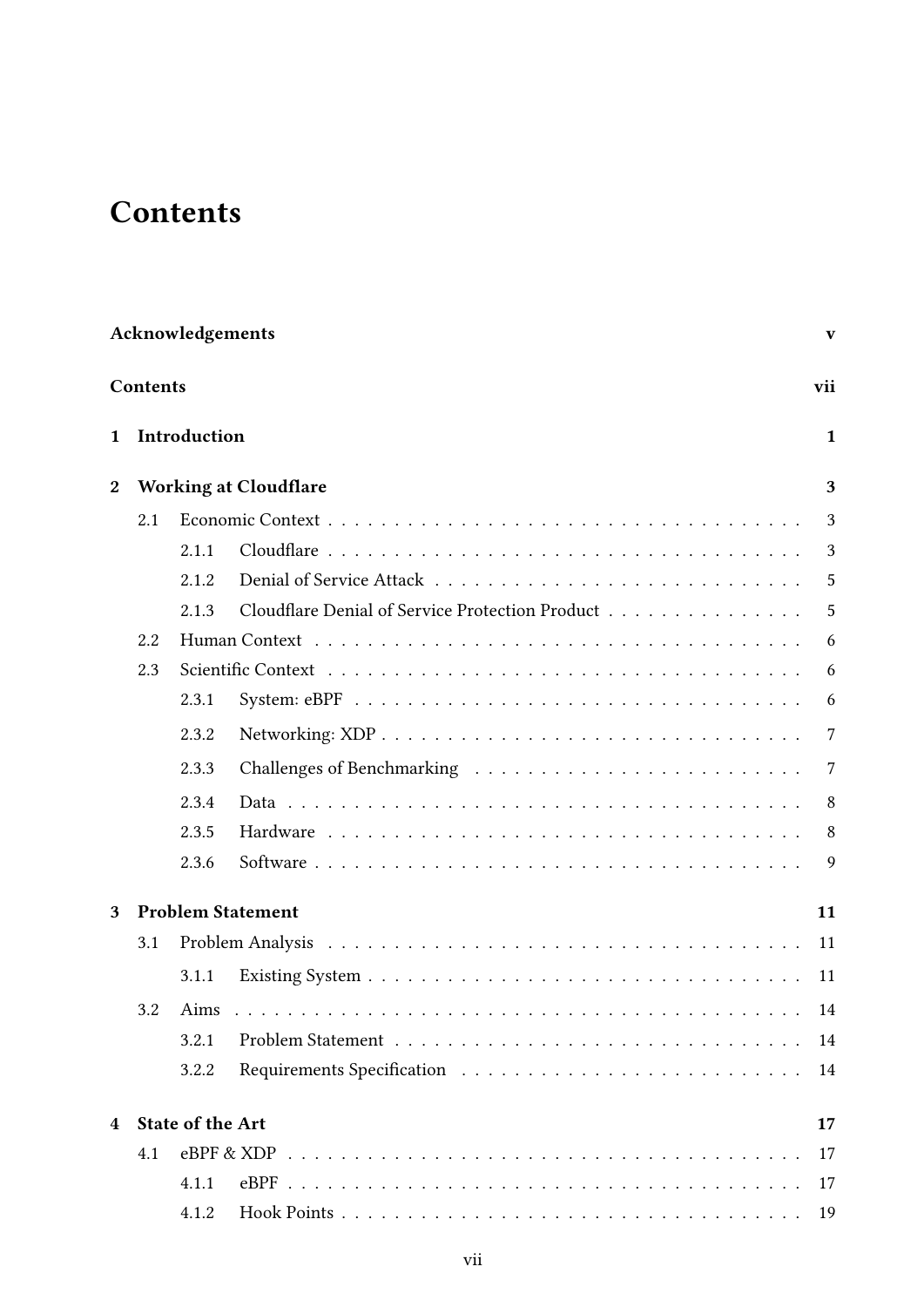# Contents

**Acknowledgements** **v**

**Contents** **vii**

**1 Introduction** **1**

**2 Working at Cloudflare** **3**

- 2.1 Economic Context . . . . . . . . . . . . . . . . . . . . 3
  - 2.1.1 Cloudflare . . . . . . . . . . . . . . . . . . . . 3
  - 2.1.2 Denial of Service Attack . . . . . . . . . . . . . . . . 5
  - 2.1.3 Cloudflare Denial of Service Protection Product . . . . . . . . 5
- 2.2 Human Context . . . . . . . . . . . . . . . . . . . . 6
- 2.3 Scientific Context . . . . . . . . . . . . . . . . . . . . 6
  - 2.3.1 System: eBPF . . . . . . . . . . . . . . . . . . . . 6
  - 2.3.2 Networking: XDP . . . . . . . . . . . . . . . . . . . 7
  - 2.3.3 Challenges of Benchmarking . . . . . . . . . . . . . . . 7
  - 2.3.4 Data . . . . . . . . . . . . . . . . . . . . . . . 8
  - 2.3.5 Hardware . . . . . . . . . . . . . . . . . . . . . 8
  - 2.3.6 Software . . . . . . . . . . . . . . . . . . . . . 9

**3 Problem Statement** **11**

- 3.1 Problem Analysis . . . . . . . . . . . . . . . . . . . . 11
  - 3.1.1 Existing System . . . . . . . . . . . . . . . . . . . 11
- 3.2 Aims . . . . . . . . . . . . . . . . . . . . . . . . . 14
  - 3.2.1 Problem Statement . . . . . . . . . . . . . . . . . . 14
  - 3.2.2 Requirements Specification . . . . . . . . . . . . . . . 14

**4 State of the Art** **17**

- 4.1 eBPF & XDP . . . . . . . . . . . . . . . . . . . . . 17
  - 4.1.1 eBPF . . . . . . . . . . . . . . . . . . . . . . . 17
  - 4.1.2 Hook Points . . . . . . . . . . . . . . . . . . . . 19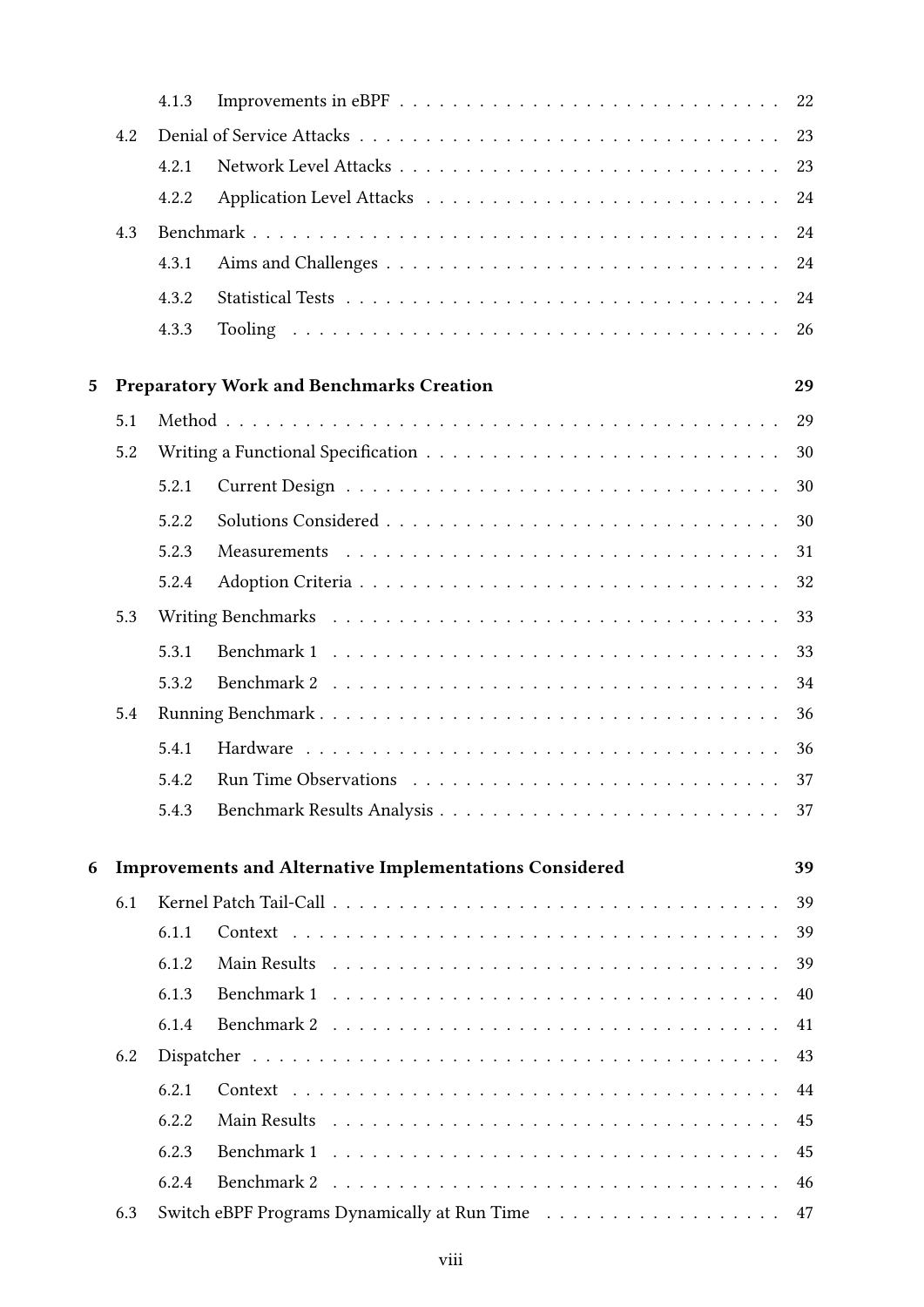- 4.1.3 Improvements in eBPF . . . . . . . . . . 22
- 4.2 Denial of Service Attacks . . . . . . . . . . 23
  - 4.2.1 Network Level Attacks . . . . . . . . . . 23
  - 4.2.2 Application Level Attacks . . . . . . . . . . 24
- 4.3 Benchmark . . . . . . . . . . 24
  - 4.3.1 Aims and Challenges . . . . . . . . . . 24
  - 4.3.2 Statistical Tests . . . . . . . . . . 24
  - 4.3.3 Tooling . . . . . . . . . . 26

**5 Preparatory Work and Benchmarks Creation** **29**

- 5.1 Method . . . . . . . . . . 29
- 5.2 Writing a Functional Specification . . . . . . . . . . 30
  - 5.2.1 Current Design . . . . . . . . . . 30
  - 5.2.2 Solutions Considered . . . . . . . . . . 30
  - 5.2.3 Measurements . . . . . . . . . . 31
  - 5.2.4 Adoption Criteria . . . . . . . . . . 32
- 5.3 Writing Benchmarks . . . . . . . . . . 33
  - 5.3.1 Benchmark 1 . . . . . . . . . . 33
  - 5.3.2 Benchmark 2 . . . . . . . . . . 34
- 5.4 Running Benchmark . . . . . . . . . . 36
  - 5.4.1 Hardware . . . . . . . . . . 36
  - 5.4.2 Run Time Observations . . . . . . . . . . 37
  - 5.4.3 Benchmark Results Analysis . . . . . . . . . . 37

**6 Improvements and Alternative Implementations Considered** **39**

- 6.1 Kernel Patch Tail-Call . . . . . . . . . . 39
  - 6.1.1 Context . . . . . . . . . . 39
  - 6.1.2 Main Results . . . . . . . . . . 39
  - 6.1.3 Benchmark 1 . . . . . . . . . . 40
  - 6.1.4 Benchmark 2 . . . . . . . . . . 41
- 6.2 Dispatcher . . . . . . . . . . 43
  - 6.2.1 Context . . . . . . . . . . 44
  - 6.2.2 Main Results . . . . . . . . . . 45
  - 6.2.3 Benchmark 1 . . . . . . . . . . 45
  - 6.2.4 Benchmark 2 . . . . . . . . . . 46
- 6.3 Switch eBPF Programs Dynamically at Run Time . . . . . . . . . . 47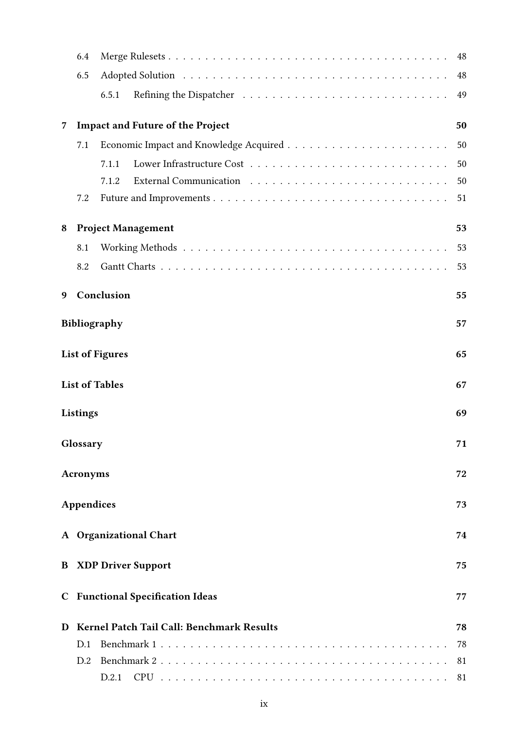- 6.4 Merge Rulesets . . . 48
- 6.5 Adopted Solution . . . 48
  - 6.5.1 Refining the Dispatcher . . . 49

**7 Impact and Future of the Project** **50**

- 7.1 Economic Impact and Knowledge Acquired . . . 50
  - 7.1.1 Lower Infrastructure Cost . . . 50
  - 7.1.2 External Communication . . . 50
- 7.2 Future and Improvements . . . 51

**8 Project Management** **53**

- 8.1 Working Methods . . . 53
- 8.2 Gantt Charts . . . 53

**9 Conclusion** **55**

**Bibliography** **57**

**List of Figures** **65**

**List of Tables** **67**

**Listings** **69**

**Glossary** **71**

**Acronyms** **72**

**Appendices** **73**

**A Organizational Chart** **74**

**B XDP Driver Support** **75**

**C Functional Specification Ideas** **77**

**D Kernel Patch Tail Call: Benchmark Results** **78**

- D.1 Benchmark 1 . . . 78
- D.2 Benchmark 2 . . . 81
  - D.2.1 CPU . . . 81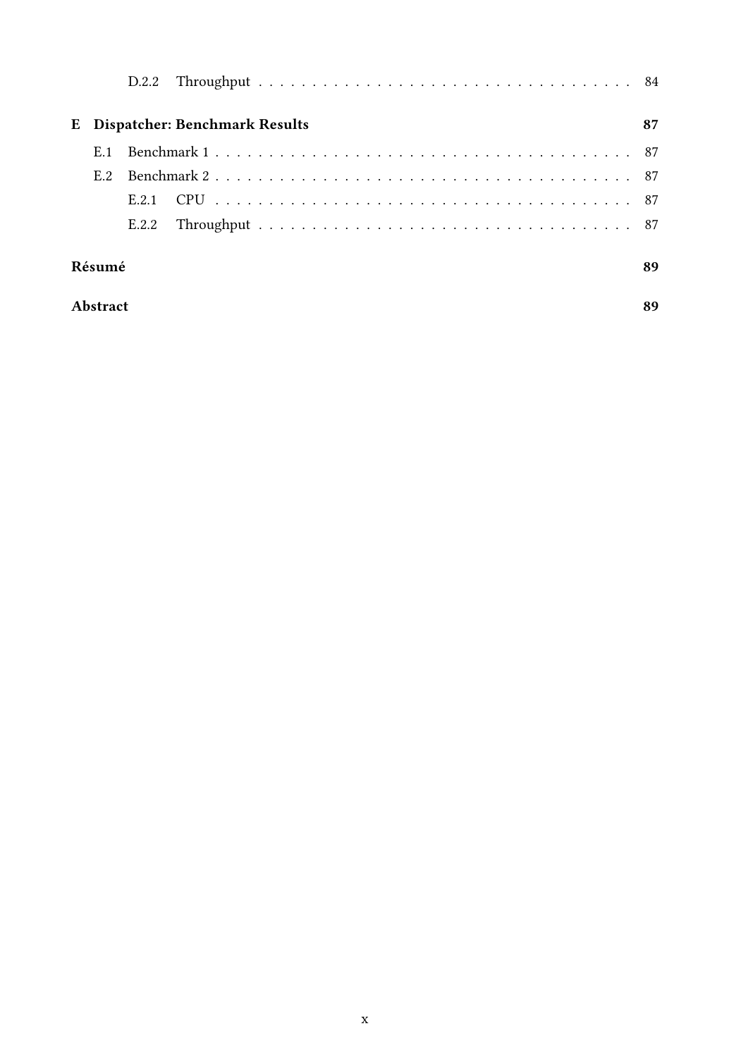D.2.2 Throughput . . . . . . . . . . . . . . . . . . . . . . . . . . . . . . . . . . 84

**E Dispatcher: Benchmark Results** **87**

E.1 Benchmark 1 . . . . . . . . . . . . . . . . . . . . . . . . . . . . . . . . . . . . 87

E.2 Benchmark 2 . . . . . . . . . . . . . . . . . . . . . . . . . . . . . . . . . . . . 87

E.2.1 CPU . . . . . . . . . . . . . . . . . . . . . . . . . . . . . . . . . . . . . 87

E.2.2 Throughput . . . . . . . . . . . . . . . . . . . . . . . . . . . . . . . . . . 87

**Résumé** **89**

**Abstract** **89**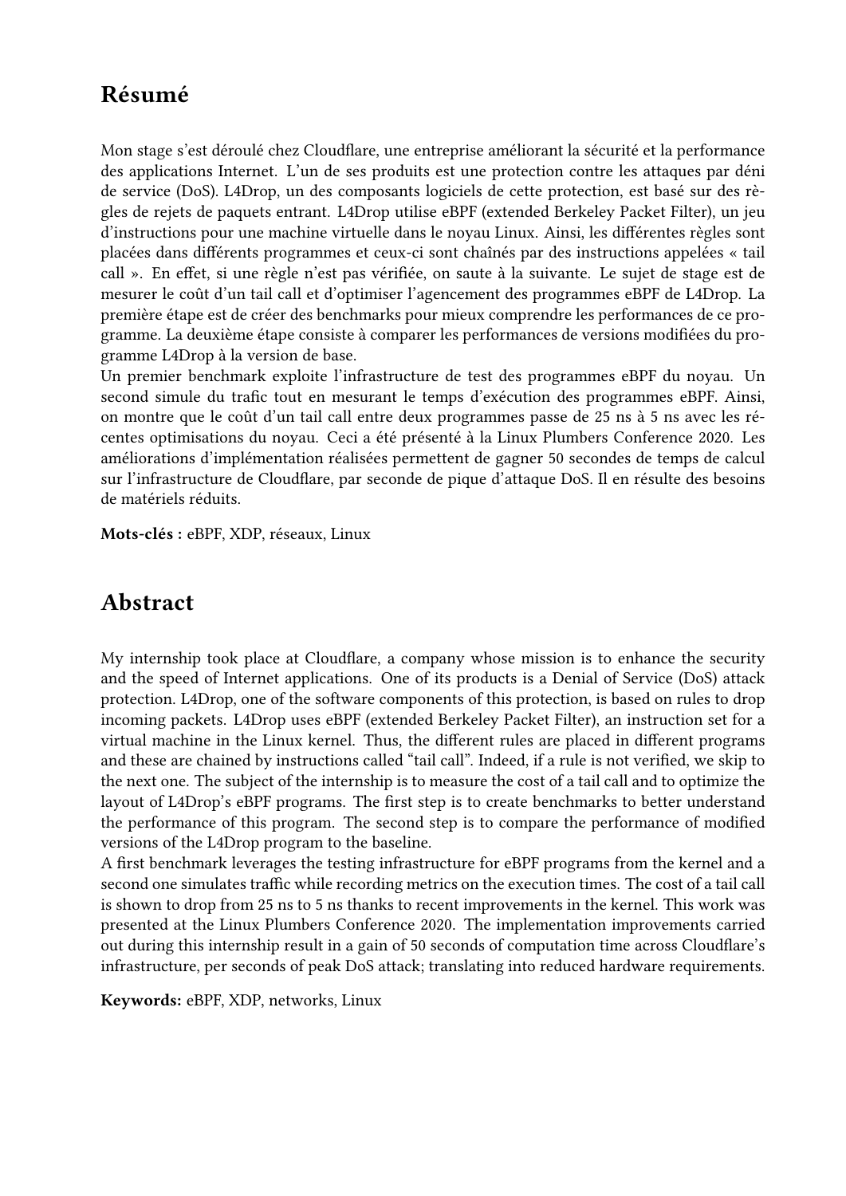## Résumé

Mon stage s'est déroulé chez Cloudflare, une entreprise améliorant la sécurité et la performance des applications Internet. L'un de ses produits est une protection contre les attaques par déni de service (DoS). L4Drop, un des composants logiciels de cette protection, est basé sur des règles de rejets de paquets entrant. L4Drop utilise eBPF (extended Berkeley Packet Filter), un jeu d'instructions pour une machine virtuelle dans le noyau Linux. Ainsi, les différentes règles sont placées dans différents programmes et ceux-ci sont chaînés par des instructions appelées « tail call ». En effet, si une règle n'est pas vérifiée, on saute à la suivante. Le sujet de stage est de mesurer le coût d'un tail call et d'optimiser l'agencement des programmes eBPF de L4Drop. La première étape est de créer des benchmarks pour mieux comprendre les performances de ce programme. La deuxième étape consiste à comparer les performances de versions modifiées du programme L4Drop à la version de base.
Un premier benchmark exploite l'infrastructure de test des programmes eBPF du noyau. Un second simule du trafic tout en mesurant le temps d'exécution des programmes eBPF. Ainsi, on montre que le coût d'un tail call entre deux programmes passe de 25 ns à 5 ns avec les récentes optimisations du noyau. Ceci a été présenté à la Linux Plumbers Conference 2020. Les améliorations d'implémentation réalisées permettent de gagner 50 secondes de temps de calcul sur l'infrastructure de Cloudflare, par seconde de pique d'attaque DoS. Il en résulte des besoins de matériels réduits.

**Mots-clés :** eBPF, XDP, réseaux, Linux

## Abstract

My internship took place at Cloudflare, a company whose mission is to enhance the security and the speed of Internet applications. One of its products is a Denial of Service (DoS) attack protection. L4Drop, one of the software components of this protection, is based on rules to drop incoming packets. L4Drop uses eBPF (extended Berkeley Packet Filter), an instruction set for a virtual machine in the Linux kernel. Thus, the different rules are placed in different programs and these are chained by instructions called "tail call". Indeed, if a rule is not verified, we skip to the next one. The subject of the internship is to measure the cost of a tail call and to optimize the layout of L4Drop's eBPF programs. The first step is to create benchmarks to better understand the performance of this program. The second step is to compare the performance of modified versions of the L4Drop program to the baseline.
A first benchmark leverages the testing infrastructure for eBPF programs from the kernel and a second one simulates traffic while recording metrics on the execution times. The cost of a tail call is shown to drop from 25 ns to 5 ns thanks to recent improvements in the kernel. This work was presented at the Linux Plumbers Conference 2020. The implementation improvements carried out during this internship result in a gain of 50 seconds of computation time across Cloudflare's infrastructure, per seconds of peak DoS attack; translating into reduced hardware requirements.

**Keywords:** eBPF, XDP, networks, Linux